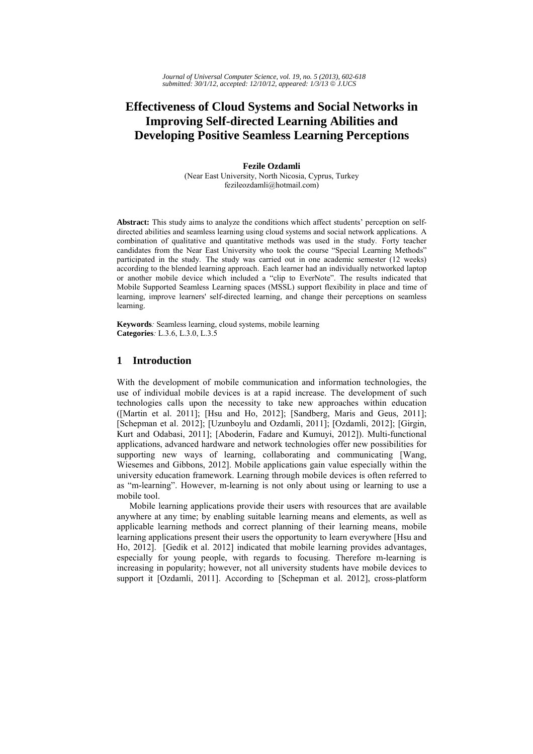# Effectiveness of Cloud Systems and Social Networks in Improving Self-directed Learning Abilities and Developing Positive Seamless Learning Perceptions

**Fezile Ozdamli**
(Near East University, North Nicosia, Cyprus, Turkey
fezileozdamli@hotmail.com)

**Abstract:** This study aims to analyze the conditions which affect students' perception on self-directed abilities and seamless learning using cloud systems and social network applications. A combination of qualitative and quantitative methods was used in the study. Forty teacher candidates from the Near East University who took the course "Special Learning Methods" participated in the study. The study was carried out in one academic semester (12 weeks) according to the blended learning approach. Each learner had an individually networked laptop or another mobile device which included a "clip to EverNote". The results indicated that Mobile Supported Seamless Learning spaces (MSSL) support flexibility in place and time of learning, improve learners' self-directed learning, and change their perceptions on seamless learning.

**Keywords**: Seamless learning, cloud systems, mobile learning
**Categories**: L.3.6, L.3.0, L.3.5

## 1 Introduction

With the development of mobile communication and information technologies, the use of individual mobile devices is at a rapid increase. The development of such technologies calls upon the necessity to take new approaches within education ([Martin et al. 2011]; [Hsu and Ho, 2012]; [Sandberg, Maris and Geus, 2011]; [Schepman et al. 2012]; [Uzunboylu and Ozdamli, 2011]; [Ozdamli, 2012]; [Girgin, Kurt and Odabasi, 2011]; [Aboderin, Fadare and Kumuyi, 2012]). Multi-functional applications, advanced hardware and network technologies offer new possibilities for supporting new ways of learning, collaborating and communicating [Wang, Wiesemes and Gibbons, 2012]. Mobile applications gain value especially within the university education framework. Learning through mobile devices is often referred to as "m-learning". However, m-learning is not only about using or learning to use a mobile tool.

Mobile learning applications provide their users with resources that are available anywhere at any time; by enabling suitable learning means and elements, as well as applicable learning methods and correct planning of their learning means, mobile learning applications present their users the opportunity to learn everywhere [Hsu and Ho, 2012]. [Gedik et al. 2012] indicated that mobile learning provides advantages, especially for young people, with regards to focusing. Therefore m-learning is increasing in popularity; however, not all university students have mobile devices to support it [Ozdamli, 2011]. According to [Schepman et al. 2012], cross-platform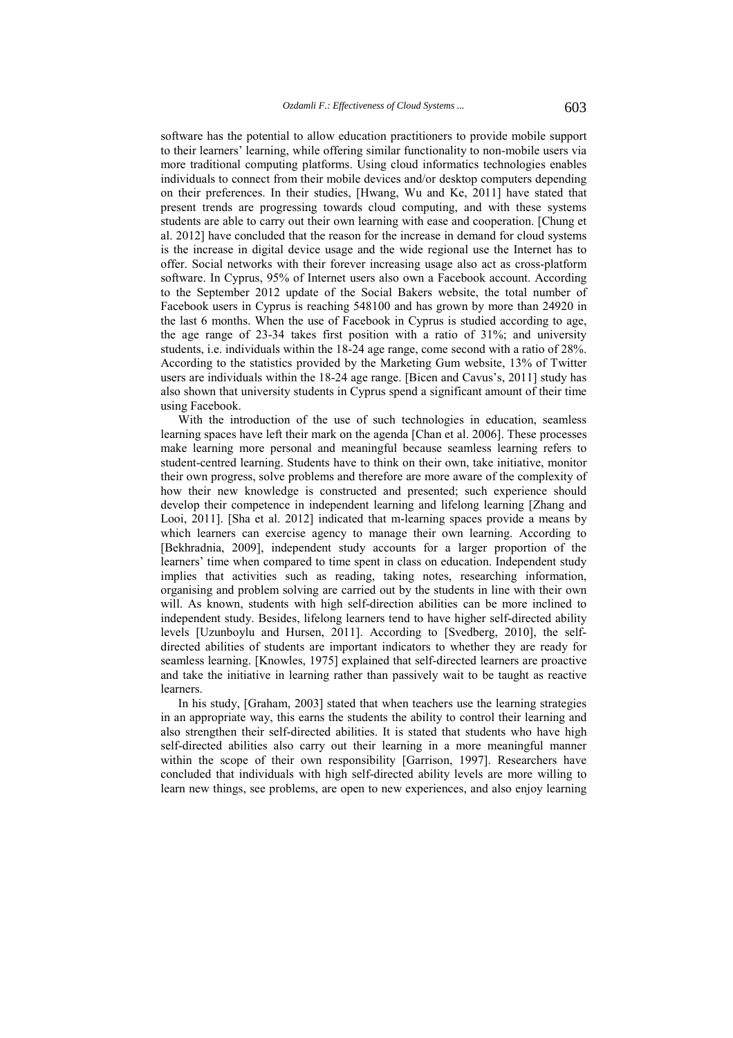software has the potential to allow education practitioners to provide mobile support to their learners' learning, while offering similar functionality to non-mobile users via more traditional computing platforms. Using cloud informatics technologies enables individuals to connect from their mobile devices and/or desktop computers depending on their preferences. In their studies, [Hwang, Wu and Ke, 2011] have stated that present trends are progressing towards cloud computing, and with these systems students are able to carry out their own learning with ease and cooperation. [Chung et al. 2012] have concluded that the reason for the increase in demand for cloud systems is the increase in digital device usage and the wide regional use the Internet has to offer. Social networks with their forever increasing usage also act as cross-platform software. In Cyprus, 95% of Internet users also own a Facebook account. According to the September 2012 update of the Social Bakers website, the total number of Facebook users in Cyprus is reaching 548100 and has grown by more than 24920 in the last 6 months. When the use of Facebook in Cyprus is studied according to age, the age range of 23-34 takes first position with a ratio of 31%; and university students, i.e. individuals within the 18-24 age range, come second with a ratio of 28%. According to the statistics provided by the Marketing Gum website, 13% of Twitter users are individuals within the 18-24 age range. [Bicen and Cavus's, 2011] study has also shown that university students in Cyprus spend a significant amount of their time using Facebook.

With the introduction of the use of such technologies in education, seamless learning spaces have left their mark on the agenda [Chan et al. 2006]. These processes make learning more personal and meaningful because seamless learning refers to student-centred learning. Students have to think on their own, take initiative, monitor their own progress, solve problems and therefore are more aware of the complexity of how their new knowledge is constructed and presented; such experience should develop their competence in independent learning and lifelong learning [Zhang and Looi, 2011]. [Sha et al. 2012] indicated that m-learning spaces provide a means by which learners can exercise agency to manage their own learning. According to [Bekhradnia, 2009], independent study accounts for a larger proportion of the learners' time when compared to time spent in class on education. Independent study implies that activities such as reading, taking notes, researching information, organising and problem solving are carried out by the students in line with their own will. As known, students with high self-direction abilities can be more inclined to independent study. Besides, lifelong learners tend to have higher self-directed ability levels [Uzunboylu and Hursen, 2011]. According to [Svedberg, 2010], the self-directed abilities of students are important indicators to whether they are ready for seamless learning. [Knowles, 1975] explained that self-directed learners are proactive and take the initiative in learning rather than passively wait to be taught as reactive learners.

In his study, [Graham, 2003] stated that when teachers use the learning strategies in an appropriate way, this earns the students the ability to control their learning and also strengthen their self-directed abilities. It is stated that students who have high self-directed abilities also carry out their learning in a more meaningful manner within the scope of their own responsibility [Garrison, 1997]. Researchers have concluded that individuals with high self-directed ability levels are more willing to learn new things, see problems, are open to new experiences, and also enjoy learning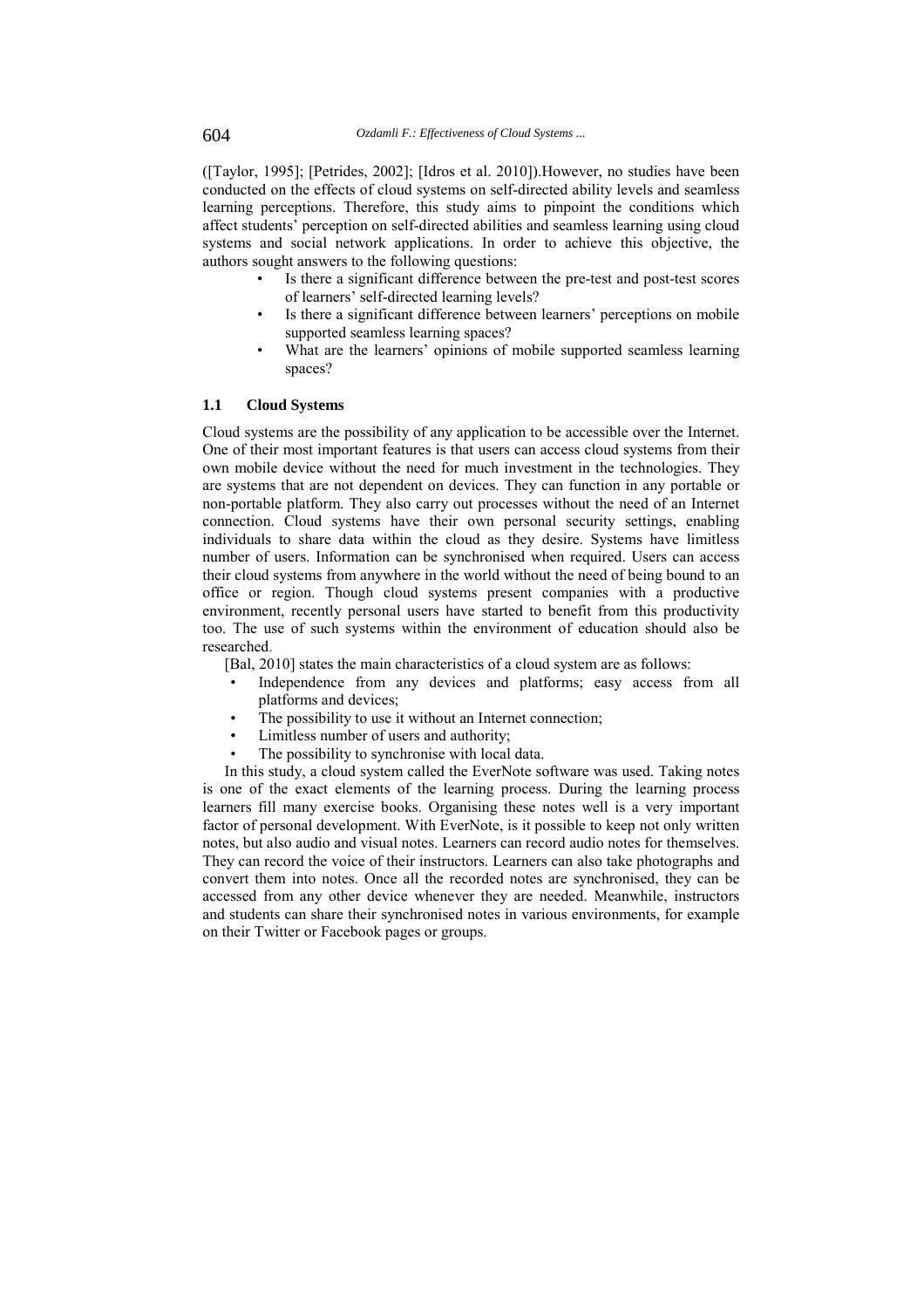([Taylor, 1995]; [Petrides, 2002]; [Idros et al. 2010]).However, no studies have been conducted on the effects of cloud systems on self-directed ability levels and seamless learning perceptions. Therefore, this study aims to pinpoint the conditions which affect students' perception on self-directed abilities and seamless learning using cloud systems and social network applications. In order to achieve this objective, the authors sought answers to the following questions:

- Is there a significant difference between the pre-test and post-test scores of learners' self-directed learning levels?
- Is there a significant difference between learners' perceptions on mobile supported seamless learning spaces?
- What are the learners' opinions of mobile supported seamless learning spaces?

### 1.1 Cloud Systems

Cloud systems are the possibility of any application to be accessible over the Internet. One of their most important features is that users can access cloud systems from their own mobile device without the need for much investment in the technologies. They are systems that are not dependent on devices. They can function in any portable or non-portable platform. They also carry out processes without the need of an Internet connection. Cloud systems have their own personal security settings, enabling individuals to share data within the cloud as they desire. Systems have limitless number of users. Information can be synchronised when required. Users can access their cloud systems from anywhere in the world without the need of being bound to an office or region. Though cloud systems present companies with a productive environment, recently personal users have started to benefit from this productivity too. The use of such systems within the environment of education should also be researched.

[Bal, 2010] states the main characteristics of a cloud system are as follows:

- Independence from any devices and platforms; easy access from all platforms and devices;
- The possibility to use it without an Internet connection;
- Limitless number of users and authority;
- The possibility to synchronise with local data.

In this study, a cloud system called the EverNote software was used. Taking notes is one of the exact elements of the learning process. During the learning process learners fill many exercise books. Organising these notes well is a very important factor of personal development. With EverNote, is it possible to keep not only written notes, but also audio and visual notes. Learners can record audio notes for themselves. They can record the voice of their instructors. Learners can also take photographs and convert them into notes. Once all the recorded notes are synchronised, they can be accessed from any other device whenever they are needed. Meanwhile, instructors and students can share their synchronised notes in various environments, for example on their Twitter or Facebook pages or groups.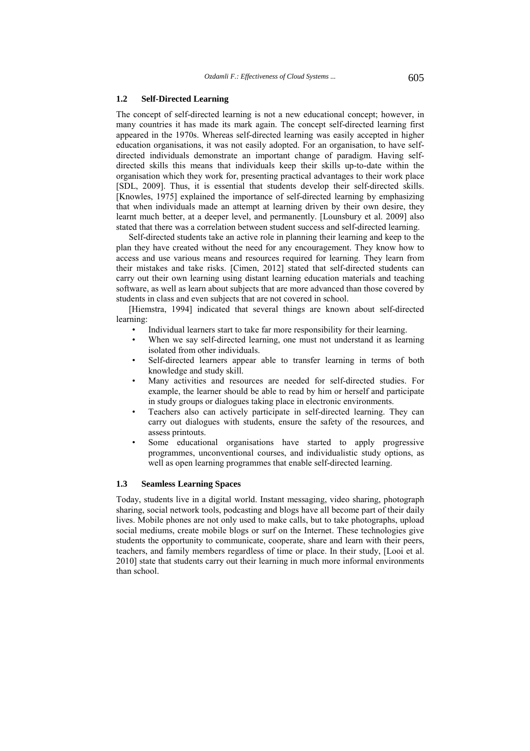### 1.2 Self-Directed Learning

The concept of self-directed learning is not a new educational concept; however, in many countries it has made its mark again. The concept self-directed learning first appeared in the 1970s. Whereas self-directed learning was easily accepted in higher education organisations, it was not easily adopted. For an organisation, to have self-directed individuals demonstrate an important change of paradigm. Having self-directed skills this means that individuals keep their skills up-to-date within the organisation which they work for, presenting practical advantages to their work place [SDL, 2009]. Thus, it is essential that students develop their self-directed skills. [Knowles, 1975] explained the importance of self-directed learning by emphasizing that when individuals made an attempt at learning driven by their own desire, they learnt much better, at a deeper level, and permanently. [Lounsbury et al. 2009] also stated that there was a correlation between student success and self-directed learning.

Self-directed students take an active role in planning their learning and keep to the plan they have created without the need for any encouragement. They know how to access and use various means and resources required for learning. They learn from their mistakes and take risks. [Cimen, 2012] stated that self-directed students can carry out their own learning using distant learning education materials and teaching software, as well as learn about subjects that are more advanced than those covered by students in class and even subjects that are not covered in school.

[Hiemstra, 1994] indicated that several things are known about self-directed learning:

- Individual learners start to take far more responsibility for their learning.
- When we say self-directed learning, one must not understand it as learning isolated from other individuals.
- Self-directed learners appear able to transfer learning in terms of both knowledge and study skill.
- Many activities and resources are needed for self-directed studies. For example, the learner should be able to read by him or herself and participate in study groups or dialogues taking place in electronic environments.
- Teachers also can actively participate in self-directed learning. They can carry out dialogues with students, ensure the safety of the resources, and assess printouts.
- Some educational organisations have started to apply progressive programmes, unconventional courses, and individualistic study options, as well as open learning programmes that enable self-directed learning.

### 1.3 Seamless Learning Spaces

Today, students live in a digital world. Instant messaging, video sharing, photograph sharing, social network tools, podcasting and blogs have all become part of their daily lives. Mobile phones are not only used to make calls, but to take photographs, upload social mediums, create mobile blogs or surf on the Internet. These technologies give students the opportunity to communicate, cooperate, share and learn with their peers, teachers, and family members regardless of time or place. In their study, [Looi et al. 2010] state that students carry out their learning in much more informal environments than school.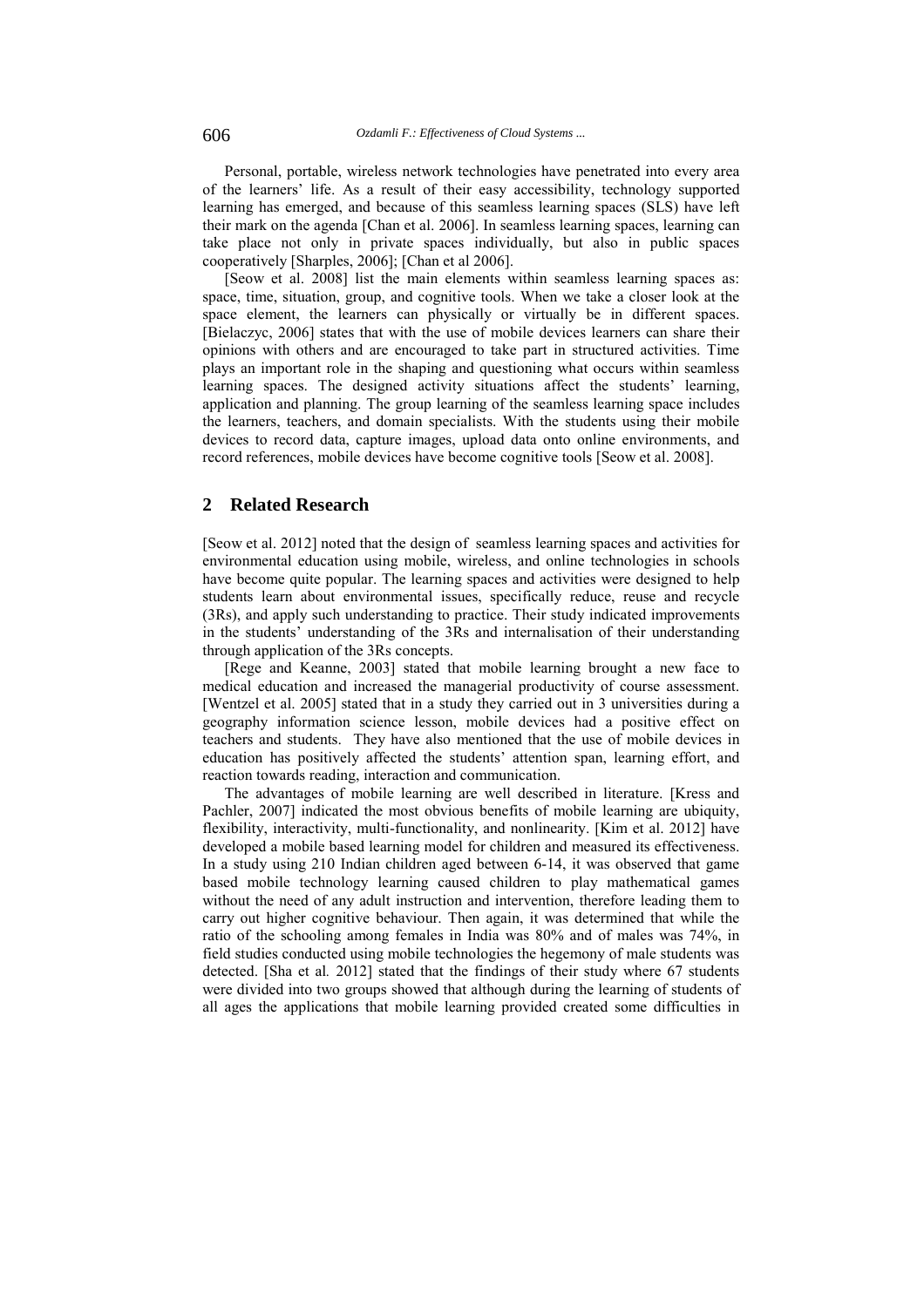Personal, portable, wireless network technologies have penetrated into every area of the learners' life. As a result of their easy accessibility, technology supported learning has emerged, and because of this seamless learning spaces (SLS) have left their mark on the agenda [Chan et al. 2006]. In seamless learning spaces, learning can take place not only in private spaces individually, but also in public spaces cooperatively [Sharples, 2006]; [Chan et al 2006].

[Seow et al. 2008] list the main elements within seamless learning spaces as: space, time, situation, group, and cognitive tools. When we take a closer look at the space element, the learners can physically or virtually be in different spaces. [Bielaczyc, 2006] states that with the use of mobile devices learners can share their opinions with others and are encouraged to take part in structured activities. Time plays an important role in the shaping and questioning what occurs within seamless learning spaces. The designed activity situations affect the students' learning, application and planning. The group learning of the seamless learning space includes the learners, teachers, and domain specialists. With the students using their mobile devices to record data, capture images, upload data onto online environments, and record references, mobile devices have become cognitive tools [Seow et al. 2008].

## 2 Related Research

[Seow et al. 2012] noted that the design of seamless learning spaces and activities for environmental education using mobile, wireless, and online technologies in schools have become quite popular. The learning spaces and activities were designed to help students learn about environmental issues, specifically reduce, reuse and recycle (3Rs), and apply such understanding to practice. Their study indicated improvements in the students' understanding of the 3Rs and internalisation of their understanding through application of the 3Rs concepts.

[Rege and Keanne, 2003] stated that mobile learning brought a new face to medical education and increased the managerial productivity of course assessment. [Wentzel et al. 2005] stated that in a study they carried out in 3 universities during a geography information science lesson, mobile devices had a positive effect on teachers and students. They have also mentioned that the use of mobile devices in education has positively affected the students' attention span, learning effort, and reaction towards reading, interaction and communication.

The advantages of mobile learning are well described in literature. [Kress and Pachler, 2007] indicated the most obvious benefits of mobile learning are ubiquity, flexibility, interactivity, multi-functionality, and nonlinearity. [Kim et al. 2012] have developed a mobile based learning model for children and measured its effectiveness. In a study using 210 Indian children aged between 6-14, it was observed that game based mobile technology learning caused children to play mathematical games without the need of any adult instruction and intervention, therefore leading them to carry out higher cognitive behaviour. Then again, it was determined that while the ratio of the schooling among females in India was 80% and of males was 74%, in field studies conducted using mobile technologies the hegemony of male students was detected. [Sha et al. 2012] stated that the findings of their study where 67 students were divided into two groups showed that although during the learning of students of all ages the applications that mobile learning provided created some difficulties in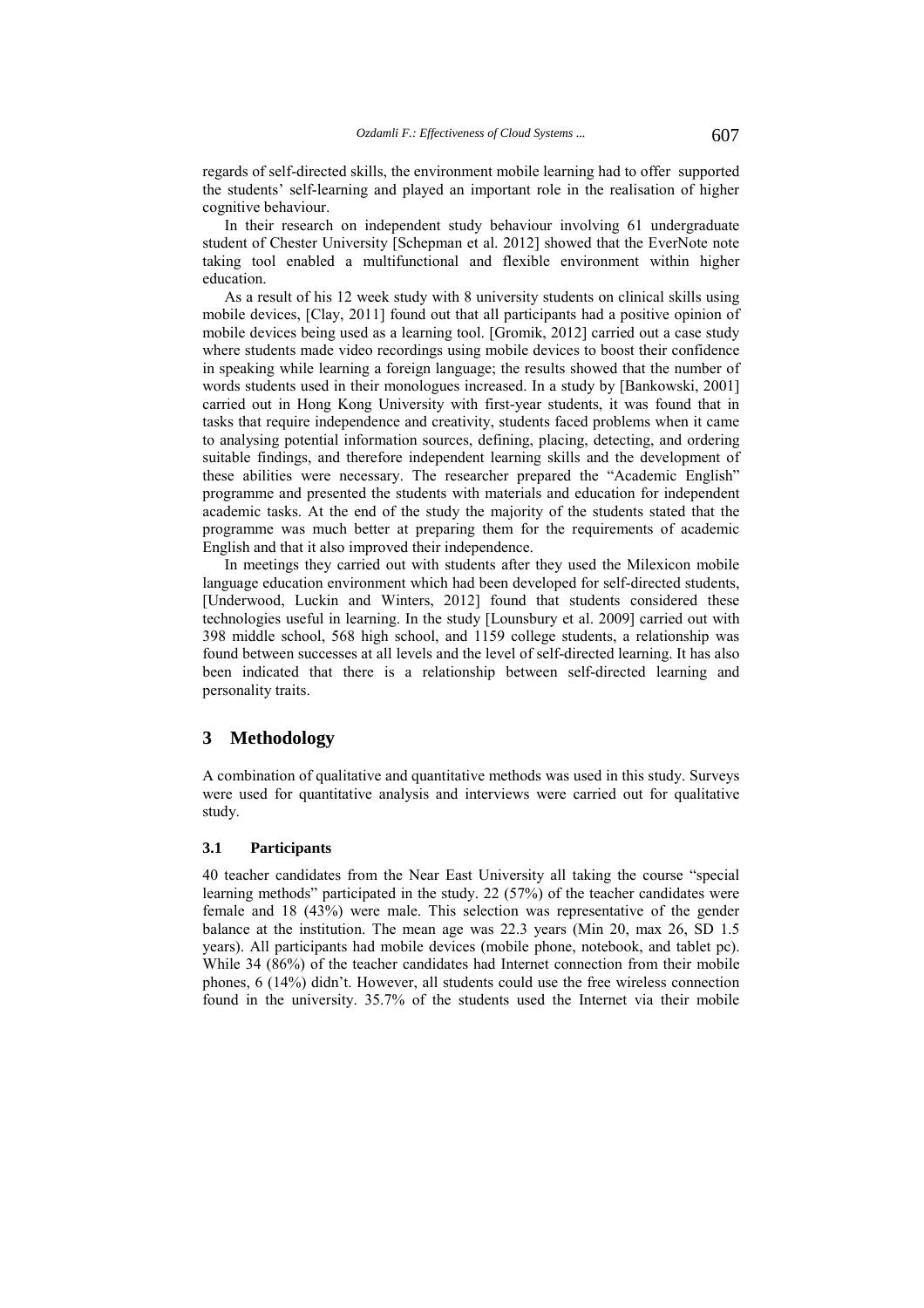regards of self-directed skills, the environment mobile learning had to offer supported the students' self-learning and played an important role in the realisation of higher cognitive behaviour.

In their research on independent study behaviour involving 61 undergraduate student of Chester University [Schepman et al. 2012] showed that the EverNote note taking tool enabled a multifunctional and flexible environment within higher education.

As a result of his 12 week study with 8 university students on clinical skills using mobile devices, [Clay, 2011] found out that all participants had a positive opinion of mobile devices being used as a learning tool. [Gromik, 2012] carried out a case study where students made video recordings using mobile devices to boost their confidence in speaking while learning a foreign language; the results showed that the number of words students used in their monologues increased. In a study by [Bankowski, 2001] carried out in Hong Kong University with first-year students, it was found that in tasks that require independence and creativity, students faced problems when it came to analysing potential information sources, defining, placing, detecting, and ordering suitable findings, and therefore independent learning skills and the development of these abilities were necessary. The researcher prepared the "Academic English" programme and presented the students with materials and education for independent academic tasks. At the end of the study the majority of the students stated that the programme was much better at preparing them for the requirements of academic English and that it also improved their independence.

In meetings they carried out with students after they used the Milexicon mobile language education environment which had been developed for self-directed students, [Underwood, Luckin and Winters, 2012] found that students considered these technologies useful in learning. In the study [Lounsbury et al. 2009] carried out with 398 middle school, 568 high school, and 1159 college students, a relationship was found between successes at all levels and the level of self-directed learning. It has also been indicated that there is a relationship between self-directed learning and personality traits.

## 3 Methodology

A combination of qualitative and quantitative methods was used in this study. Surveys were used for quantitative analysis and interviews were carried out for qualitative study.

### 3.1 Participants

40 teacher candidates from the Near East University all taking the course "special learning methods" participated in the study. 22 (57%) of the teacher candidates were female and 18 (43%) were male. This selection was representative of the gender balance at the institution. The mean age was 22.3 years (Min 20, max 26, SD 1.5 years). All participants had mobile devices (mobile phone, notebook, and tablet pc). While 34 (86%) of the teacher candidates had Internet connection from their mobile phones, 6 (14%) didn't. However, all students could use the free wireless connection found in the university. 35.7% of the students used the Internet via their mobile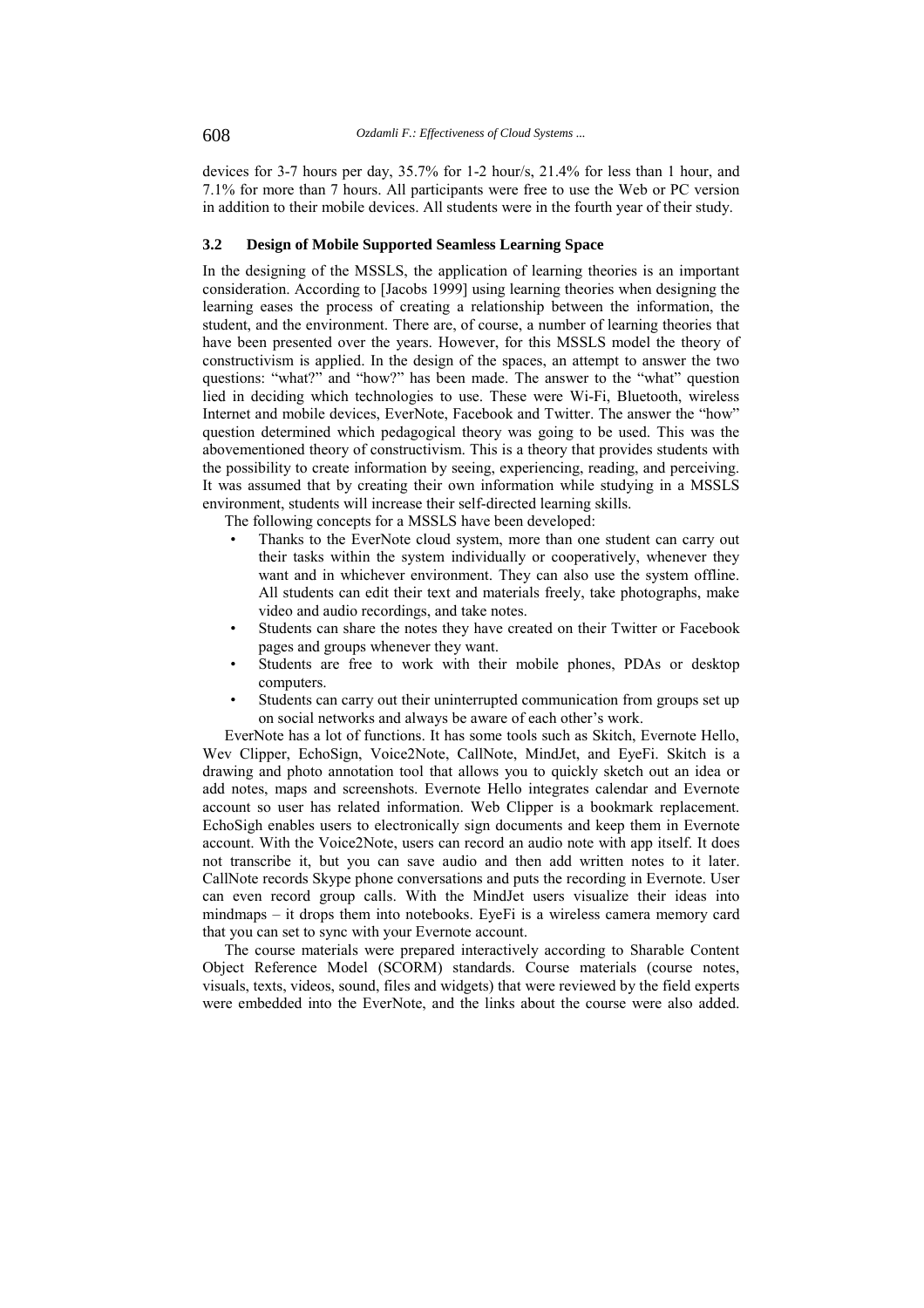devices for 3-7 hours per day, 35.7% for 1-2 hour/s, 21.4% for less than 1 hour, and 7.1% for more than 7 hours. All participants were free to use the Web or PC version in addition to their mobile devices. All students were in the fourth year of their study.

### 3.2 Design of Mobile Supported Seamless Learning Space

In the designing of the MSSLS, the application of learning theories is an important consideration. According to [Jacobs 1999] using learning theories when designing the learning eases the process of creating a relationship between the information, the student, and the environment. There are, of course, a number of learning theories that have been presented over the years. However, for this MSSLS model the theory of constructivism is applied. In the design of the spaces, an attempt to answer the two questions: "what?" and "how?" has been made. The answer to the "what" question lied in deciding which technologies to use. These were Wi-Fi, Bluetooth, wireless Internet and mobile devices, EverNote, Facebook and Twitter. The answer the "how" question determined which pedagogical theory was going to be used. This was the abovementioned theory of constructivism. This is a theory that provides students with the possibility to create information by seeing, experiencing, reading, and perceiving. It was assumed that by creating their own information while studying in a MSSLS environment, students will increase their self-directed learning skills.

The following concepts for a MSSLS have been developed:

- Thanks to the EverNote cloud system, more than one student can carry out their tasks within the system individually or cooperatively, whenever they want and in whichever environment. They can also use the system offline. All students can edit their text and materials freely, take photographs, make video and audio recordings, and take notes.
- Students can share the notes they have created on their Twitter or Facebook pages and groups whenever they want.
- Students are free to work with their mobile phones, PDAs or desktop computers.
- Students can carry out their uninterrupted communication from groups set up on social networks and always be aware of each other's work.

EverNote has a lot of functions. It has some tools such as Skitch, Evernote Hello, Wev Clipper, EchoSign, Voice2Note, CallNote, MindJet, and EyeFi. Skitch is a drawing and photo annotation tool that allows you to quickly sketch out an idea or add notes, maps and screenshots. Evernote Hello integrates calendar and Evernote account so user has related information. Web Clipper is a bookmark replacement. EchoSigh enables users to electronically sign documents and keep them in Evernote account. With the Voice2Note, users can record an audio note with app itself. It does not transcribe it, but you can save audio and then add written notes to it later. CallNote records Skype phone conversations and puts the recording in Evernote. User can even record group calls. With the MindJet users visualize their ideas into mindmaps – it drops them into notebooks. EyeFi is a wireless camera memory card that you can set to sync with your Evernote account.

The course materials were prepared interactively according to Sharable Content Object Reference Model (SCORM) standards. Course materials (course notes, visuals, texts, videos, sound, files and widgets) that were reviewed by the field experts were embedded into the EverNote, and the links about the course were also added.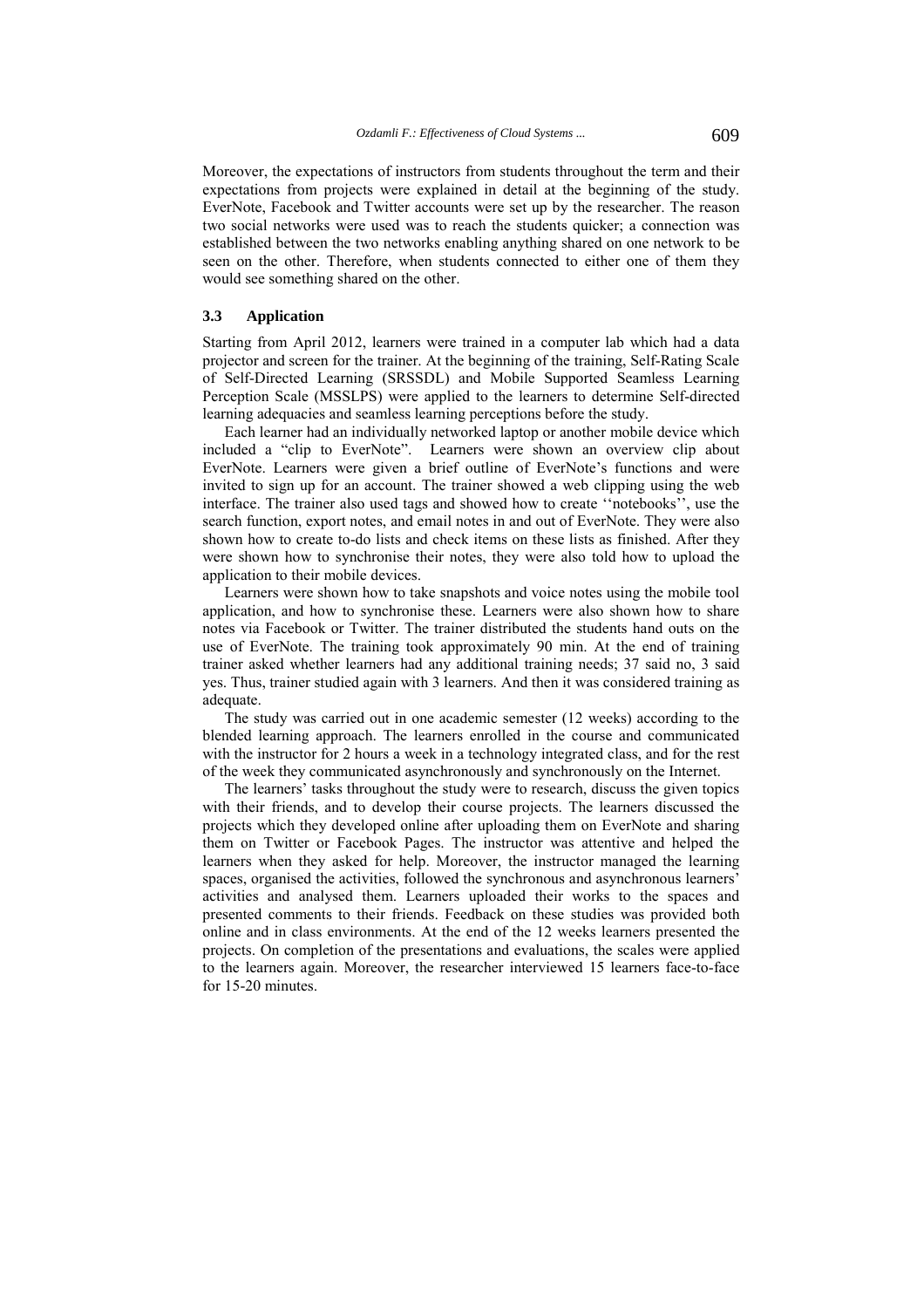Moreover, the expectations of instructors from students throughout the term and their expectations from projects were explained in detail at the beginning of the study. EverNote, Facebook and Twitter accounts were set up by the researcher. The reason two social networks were used was to reach the students quicker; a connection was established between the two networks enabling anything shared on one network to be seen on the other. Therefore, when students connected to either one of them they would see something shared on the other.

### 3.3 Application

Starting from April 2012, learners were trained in a computer lab which had a data projector and screen for the trainer. At the beginning of the training, Self-Rating Scale of Self-Directed Learning (SRSSDL) and Mobile Supported Seamless Learning Perception Scale (MSSLPS) were applied to the learners to determine Self-directed learning adequacies and seamless learning perceptions before the study.

Each learner had an individually networked laptop or another mobile device which included a "clip to EverNote". Learners were shown an overview clip about EverNote. Learners were given a brief outline of EverNote's functions and were invited to sign up for an account. The trainer showed a web clipping using the web interface. The trainer also used tags and showed how to create ''notebooks'', use the search function, export notes, and email notes in and out of EverNote. They were also shown how to create to-do lists and check items on these lists as finished. After they were shown how to synchronise their notes, they were also told how to upload the application to their mobile devices.

Learners were shown how to take snapshots and voice notes using the mobile tool application, and how to synchronise these. Learners were also shown how to share notes via Facebook or Twitter. The trainer distributed the students hand outs on the use of EverNote. The training took approximately 90 min. At the end of training trainer asked whether learners had any additional training needs; 37 said no, 3 said yes. Thus, trainer studied again with 3 learners. And then it was considered training as adequate.

The study was carried out in one academic semester (12 weeks) according to the blended learning approach. The learners enrolled in the course and communicated with the instructor for 2 hours a week in a technology integrated class, and for the rest of the week they communicated asynchronously and synchronously on the Internet.

The learners' tasks throughout the study were to research, discuss the given topics with their friends, and to develop their course projects. The learners discussed the projects which they developed online after uploading them on EverNote and sharing them on Twitter or Facebook Pages. The instructor was attentive and helped the learners when they asked for help. Moreover, the instructor managed the learning spaces, organised the activities, followed the synchronous and asynchronous learners' activities and analysed them. Learners uploaded their works to the spaces and presented comments to their friends. Feedback on these studies was provided both online and in class environments. At the end of the 12 weeks learners presented the projects. On completion of the presentations and evaluations, the scales were applied to the learners again. Moreover, the researcher interviewed 15 learners face-to-face for 15-20 minutes.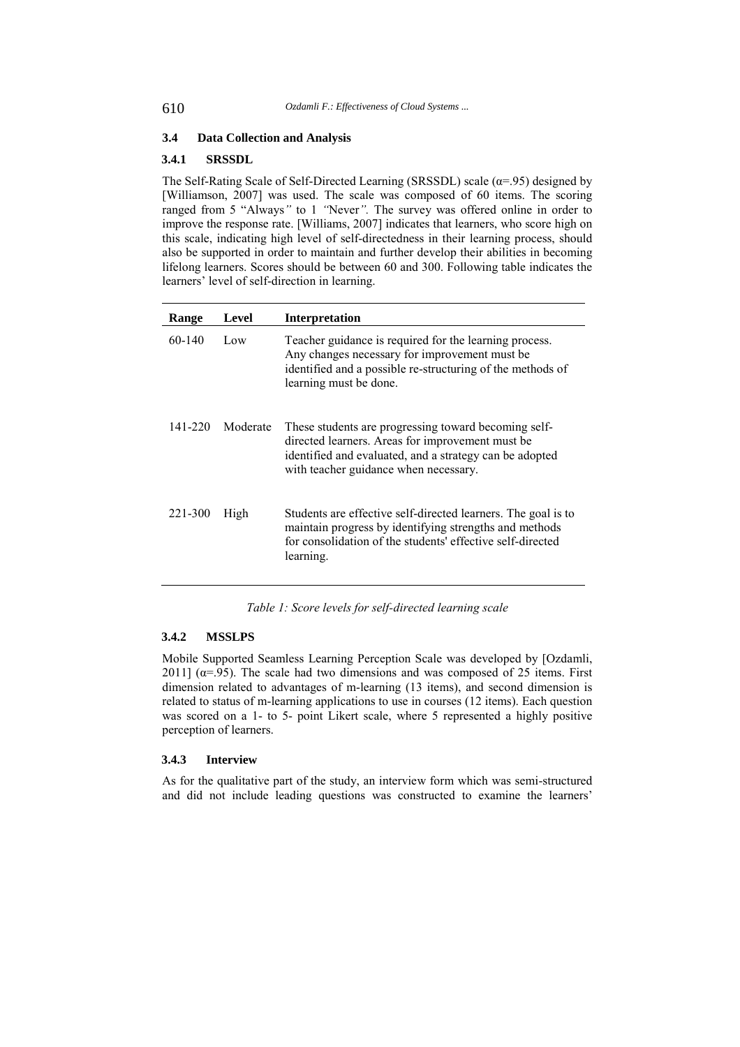### 3.4 Data Collection and Analysis

#### 3.4.1 SRSSDL

The Self-Rating Scale of Self-Directed Learning (SRSSDL) scale ($\alpha$=.95) designed by [Williamson, 2007] was used. The scale was composed of 60 items. The scoring ranged from 5 "Always*"* to 1 *"*Never*"*. The survey was offered online in order to improve the response rate. [Williams, 2007] indicates that learners, who score high on this scale, indicating high level of self-directedness in their learning process, should also be supported in order to maintain and further develop their abilities in becoming lifelong learners. Scores should be between 60 and 300. Following table indicates the learners' level of self-direction in learning.

| Range | Level | Interpretation |
|---|---|---|
| 60-140 | Low | Teacher guidance is required for the learning process. Any changes necessary for improvement must be identified and a possible re-structuring of the methods of learning must be done. |
| 141-220 | Moderate | These students are progressing toward becoming self-directed learners. Areas for improvement must be identified and evaluated, and a strategy can be adopted with teacher guidance when necessary. |
| 221-300 | High | Students are effective self-directed learners. The goal is to maintain progress by identifying strengths and methods for consolidation of the students' effective self-directed learning. |

*Table 1: Score levels for self-directed learning scale*

#### 3.4.2 MSSLPS

Mobile Supported Seamless Learning Perception Scale was developed by [Ozdamli, 2011] ($\alpha$=.95). The scale had two dimensions and was composed of 25 items. First dimension related to advantages of m-learning (13 items), and second dimension is related to status of m-learning applications to use in courses (12 items). Each question was scored on a 1- to 5- point Likert scale, where 5 represented a highly positive perception of learners.

#### 3.4.3 Interview

As for the qualitative part of the study, an interview form which was semi-structured and did not include leading questions was constructed to examine the learners'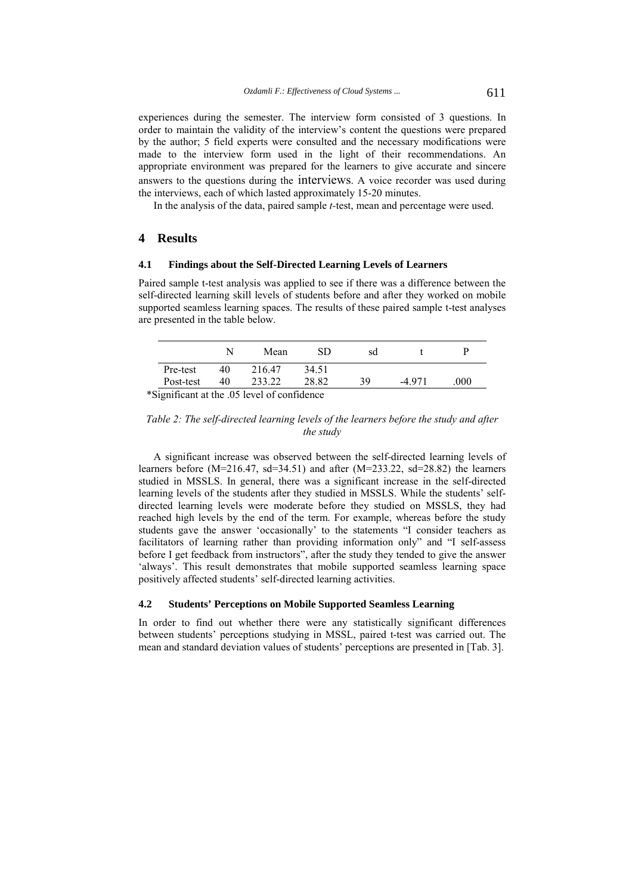experiences during the semester. The interview form consisted of 3 questions. In order to maintain the validity of the interview's content the questions were prepared by the author; 5 field experts were consulted and the necessary modifications were made to the interview form used in the light of their recommendations. An appropriate environment was prepared for the learners to give accurate and sincere answers to the questions during the interviews. A voice recorder was used during the interviews, each of which lasted approximately 15-20 minutes.

In the analysis of the data, paired sample *t*-test, mean and percentage were used.

## 4 Results

### 4.1 Findings about the Self-Directed Learning Levels of Learners

Paired sample t-test analysis was applied to see if there was a difference between the self-directed learning skill levels of students before and after they worked on mobile supported seamless learning spaces. The results of these paired sample t-test analyses are presented in the table below.

| | N | Mean | SD | sd | t | P |
|---|---|---|---|---|---|---|
| Pre-test | 40 | 216.47 | 34.51 | | | |
| Post-test | 40 | 233.22 | 28.82 | 39 | -4.971 | .000 |

*Significant at the .05 level of confidence

*Table 2: The self-directed learning levels of the learners before the study and after the study*

A significant increase was observed between the self-directed learning levels of learners before (M=216.47, sd=34.51) and after (M=233.22, sd=28.82) the learners studied in MSSLS. In general, there was a significant increase in the self-directed learning levels of the students after they studied in MSSLS. While the students' self-directed learning levels were moderate before they studied on MSSLS, they had reached high levels by the end of the term. For example, whereas before the study students gave the answer 'occasionally' to the statements "I consider teachers as facilitators of learning rather than providing information only" and "I self-assess before I get feedback from instructors", after the study they tended to give the answer 'always'. This result demonstrates that mobile supported seamless learning space positively affected students' self-directed learning activities.

### 4.2 Students' Perceptions on Mobile Supported Seamless Learning

In order to find out whether there were any statistically significant differences between students' perceptions studying in MSSL, paired t-test was carried out. The mean and standard deviation values of students' perceptions are presented in [Tab. 3].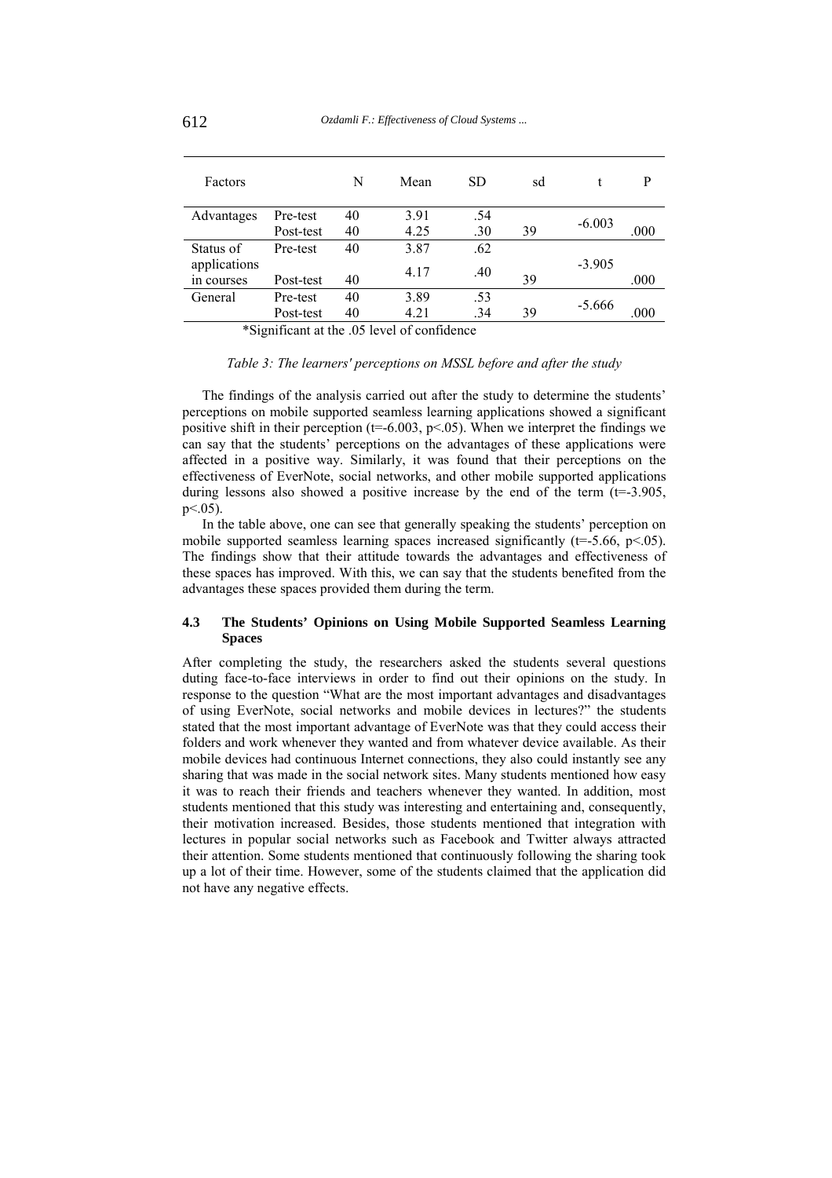| Factors | | N | Mean | SD | sd | t | P |
|---|---|---|---|---|---|---|---|
| Advantages | Pre-test | 40 | 3.91 | .54 | | -6.003 | |
| | Post-test | 40 | 4.25 | .30 | 39 | | .000 |
| Status of applications in courses | Pre-test | 40 | 3.87 | .62 | | -3.905 | |
| | Post-test | 40 | 4.17 | .40 | 39 | | .000 |
| General | Pre-test | 40 | 3.89 | .53 | | -5.666 | |
| | Post-test | 40 | 4.21 | .34 | 39 | | .000 |

*Significant at the .05 level of confidence

*Table 3: The learners' perceptions on MSSL before and after the study*

The findings of the analysis carried out after the study to determine the students' perceptions on mobile supported seamless learning applications showed a significant positive shift in their perception ($t=-6.003$, $p<.05$). When we interpret the findings we can say that the students' perceptions on the advantages of these applications were affected in a positive way. Similarly, it was found that their perceptions on the effectiveness of EverNote, social networks, and other mobile supported applications during lessons also showed a positive increase by the end of the term ($t=-3.905$, $p<.05$).

In the table above, one can see that generally speaking the students' perception on mobile supported seamless learning spaces increased significantly ($t=-5.66$, $p<.05$). The findings show that their attitude towards the advantages and effectiveness of these spaces has improved. With this, we can say that the students benefited from the advantages these spaces provided them during the term.

### 4.3 The Students' Opinions on Using Mobile Supported Seamless Learning Spaces

After completing the study, the researchers asked the students several questions duting face-to-face interviews in order to find out their opinions on the study. In response to the question "What are the most important advantages and disadvantages of using EverNote, social networks and mobile devices in lectures?" the students stated that the most important advantage of EverNote was that they could access their folders and work whenever they wanted and from whatever device available. As their mobile devices had continuous Internet connections, they also could instantly see any sharing that was made in the social network sites. Many students mentioned how easy it was to reach their friends and teachers whenever they wanted. In addition, most students mentioned that this study was interesting and entertaining and, consequently, their motivation increased. Besides, those students mentioned that integration with lectures in popular social networks such as Facebook and Twitter always attracted their attention. Some students mentioned that continuously following the sharing took up a lot of their time. However, some of the students claimed that the application did not have any negative effects.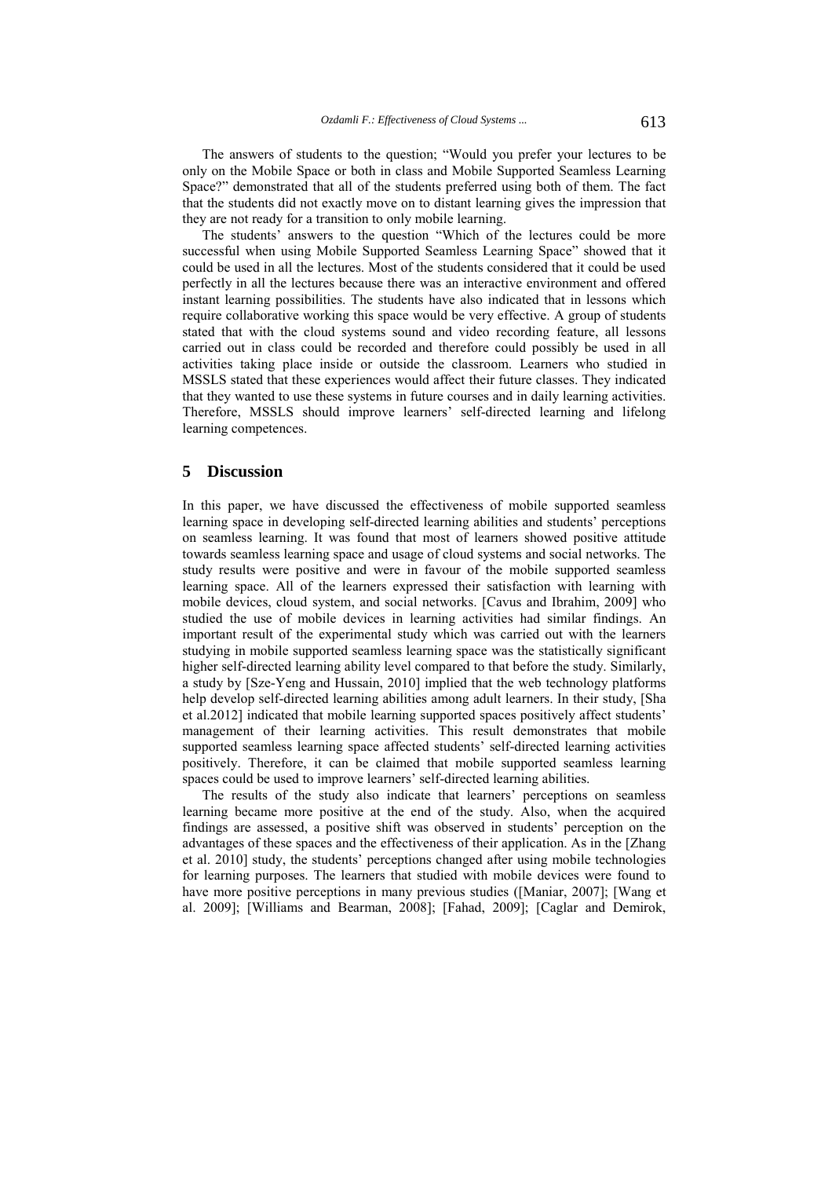The answers of students to the question; "Would you prefer your lectures to be only on the Mobile Space or both in class and Mobile Supported Seamless Learning Space?" demonstrated that all of the students preferred using both of them. The fact that the students did not exactly move on to distant learning gives the impression that they are not ready for a transition to only mobile learning.

The students' answers to the question "Which of the lectures could be more successful when using Mobile Supported Seamless Learning Space" showed that it could be used in all the lectures. Most of the students considered that it could be used perfectly in all the lectures because there was an interactive environment and offered instant learning possibilities. The students have also indicated that in lessons which require collaborative working this space would be very effective. A group of students stated that with the cloud systems sound and video recording feature, all lessons carried out in class could be recorded and therefore could possibly be used in all activities taking place inside or outside the classroom. Learners who studied in MSSLS stated that these experiences would affect their future classes. They indicated that they wanted to use these systems in future courses and in daily learning activities. Therefore, MSSLS should improve learners' self-directed learning and lifelong learning competences.

## 5 Discussion

In this paper, we have discussed the effectiveness of mobile supported seamless learning space in developing self-directed learning abilities and students' perceptions on seamless learning. It was found that most of learners showed positive attitude towards seamless learning space and usage of cloud systems and social networks. The study results were positive and were in favour of the mobile supported seamless learning space. All of the learners expressed their satisfaction with learning with mobile devices, cloud system, and social networks. [Cavus and Ibrahim, 2009] who studied the use of mobile devices in learning activities had similar findings. An important result of the experimental study which was carried out with the learners studying in mobile supported seamless learning space was the statistically significant higher self-directed learning ability level compared to that before the study. Similarly, a study by [Sze-Yeng and Hussain, 2010] implied that the web technology platforms help develop self-directed learning abilities among adult learners. In their study, [Sha et al.2012] indicated that mobile learning supported spaces positively affect students' management of their learning activities. This result demonstrates that mobile supported seamless learning space affected students' self-directed learning activities positively. Therefore, it can be claimed that mobile supported seamless learning spaces could be used to improve learners' self-directed learning abilities.

The results of the study also indicate that learners' perceptions on seamless learning became more positive at the end of the study. Also, when the acquired findings are assessed, a positive shift was observed in students' perception on the advantages of these spaces and the effectiveness of their application. As in the [Zhang et al. 2010] study, the students' perceptions changed after using mobile technologies for learning purposes. The learners that studied with mobile devices were found to have more positive perceptions in many previous studies ([Maniar, 2007]; [Wang et al. 2009]; [Williams and Bearman, 2008]; [Fahad, 2009]; [Caglar and Demirok,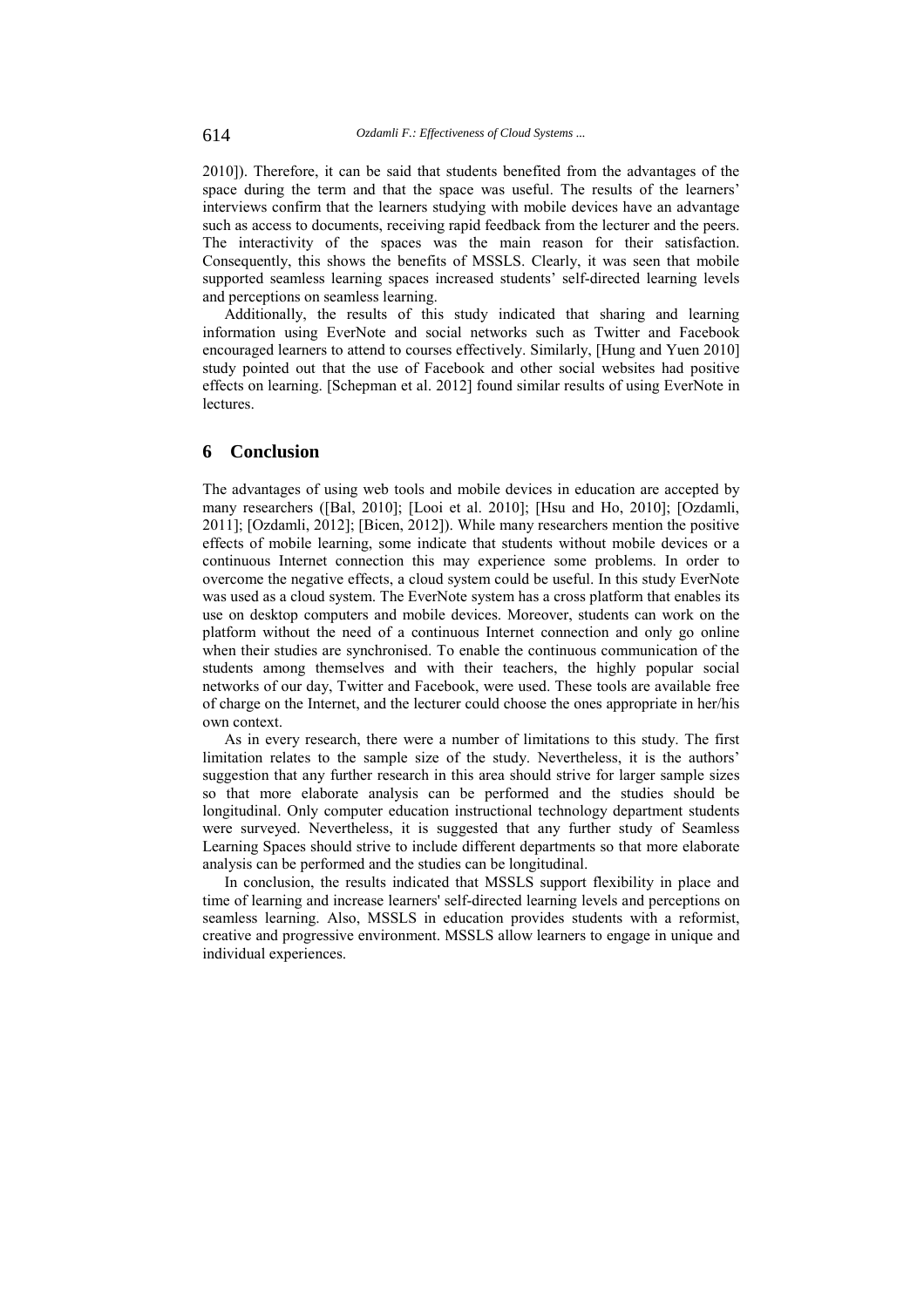2010]). Therefore, it can be said that students benefited from the advantages of the space during the term and that the space was useful. The results of the learners' interviews confirm that the learners studying with mobile devices have an advantage such as access to documents, receiving rapid feedback from the lecturer and the peers. The interactivity of the spaces was the main reason for their satisfaction. Consequently, this shows the benefits of MSSLS. Clearly, it was seen that mobile supported seamless learning spaces increased students' self-directed learning levels and perceptions on seamless learning.

Additionally, the results of this study indicated that sharing and learning information using EverNote and social networks such as Twitter and Facebook encouraged learners to attend to courses effectively. Similarly, [Hung and Yuen 2010] study pointed out that the use of Facebook and other social websites had positive effects on learning. [Schepman et al. 2012] found similar results of using EverNote in lectures.

## 6 Conclusion

The advantages of using web tools and mobile devices in education are accepted by many researchers ([Bal, 2010]; [Looi et al. 2010]; [Hsu and Ho, 2010]; [Ozdamli, 2011]; [Ozdamli, 2012]; [Bicen, 2012]). While many researchers mention the positive effects of mobile learning, some indicate that students without mobile devices or a continuous Internet connection this may experience some problems. In order to overcome the negative effects, a cloud system could be useful. In this study EverNote was used as a cloud system. The EverNote system has a cross platform that enables its use on desktop computers and mobile devices. Moreover, students can work on the platform without the need of a continuous Internet connection and only go online when their studies are synchronised. To enable the continuous communication of the students among themselves and with their teachers, the highly popular social networks of our day, Twitter and Facebook, were used. These tools are available free of charge on the Internet, and the lecturer could choose the ones appropriate in her/his own context.

As in every research, there were a number of limitations to this study. The first limitation relates to the sample size of the study. Nevertheless, it is the authors' suggestion that any further research in this area should strive for larger sample sizes so that more elaborate analysis can be performed and the studies should be longitudinal. Only computer education instructional technology department students were surveyed. Nevertheless, it is suggested that any further study of Seamless Learning Spaces should strive to include different departments so that more elaborate analysis can be performed and the studies can be longitudinal.

In conclusion, the results indicated that MSSLS support flexibility in place and time of learning and increase learners' self-directed learning levels and perceptions on seamless learning. Also, MSSLS in education provides students with a reformist, creative and progressive environment. MSSLS allow learners to engage in unique and individual experiences.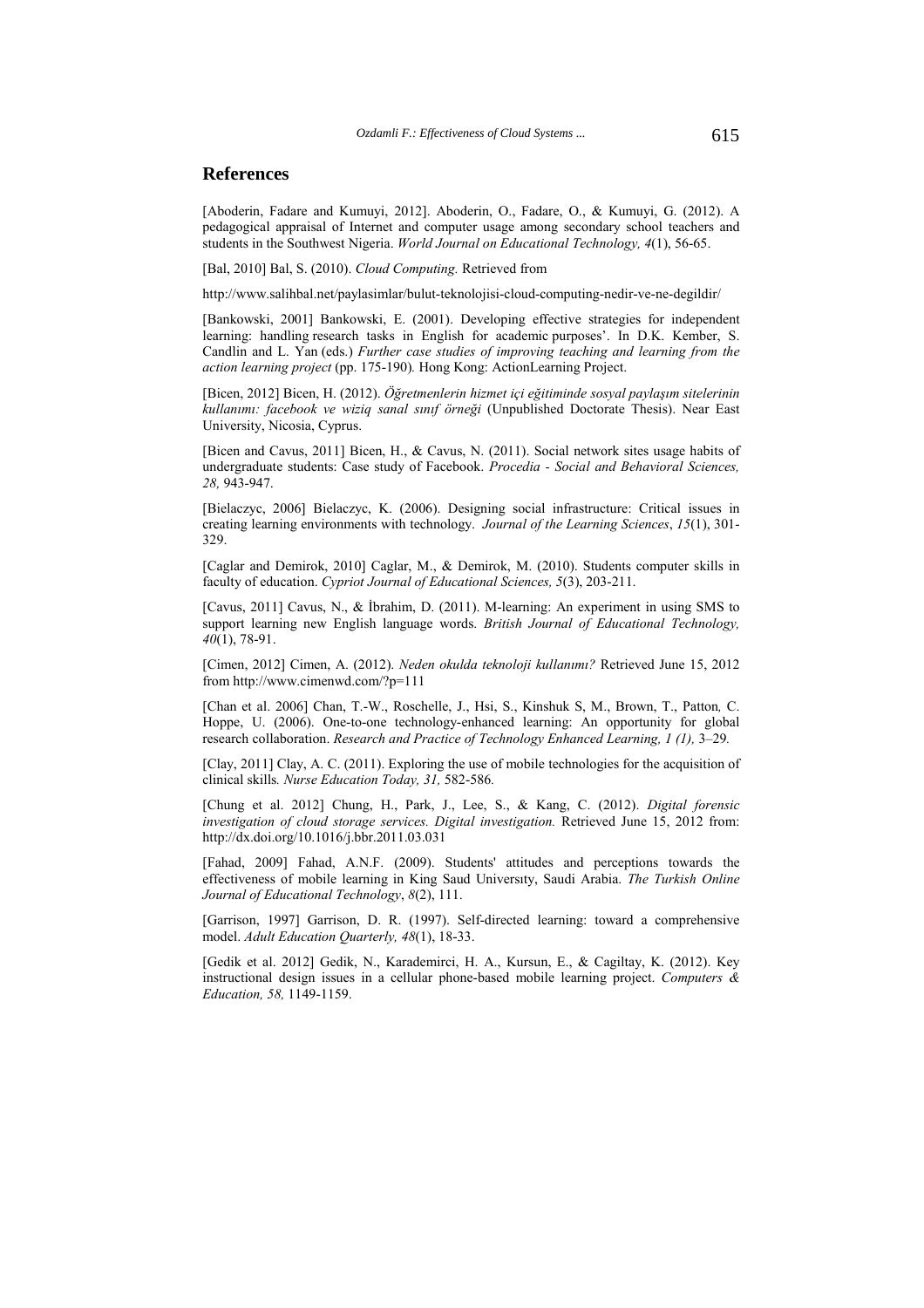## References

[Aboderin, Fadare and Kumuyi, 2012]. Aboderin, O., Fadare, O., & Kumuyi, G. (2012). A pedagogical appraisal of Internet and computer usage among secondary school teachers and students in the Southwest Nigeria. *World Journal on Educational Technology, 4*(1), 56-65.

[Bal, 2010] Bal, S. (2010). *Cloud Computing.* Retrieved from

http://www.salihbal.net/paylasimlar/bulut-teknolojisi-cloud-computing-nedir-ve-ne-degildir/

[Bankowski, 2001] Bankowski, E. (2001). Developing effective strategies for independent learning: handling research tasks in English for academic purposes'. In D.K. Kember, S. Candlin and L. Yan (eds.) *Further case studies of improving teaching and learning from the action learning project* (pp. 175-190)*.* Hong Kong: ActionLearning Project.

[Bicen, 2012] Bicen, H. (2012). *Öğretmenlerin hizmet içi eğitiminde sosyal paylaşım sitelerinin kullanımı: facebook ve wiziq sanal sınıf örneği* (Unpublished Doctorate Thesis). Near East University, Nicosia, Cyprus.

[Bicen and Cavus, 2011] Bicen, H., & Cavus, N. (2011). Social network sites usage habits of undergraduate students: Case study of Facebook. *Procedia - Social and Behavioral Sciences, 28,* 943-947.

[Bielaczyc, 2006] Bielaczyc, K. (2006). Designing social infrastructure: Critical issues in creating learning environments with technology. *Journal of the Learning Sciences*, *15*(1), 301-329.

[Caglar and Demirok, 2010] Caglar, M., & Demirok, M. (2010). Students computer skills in faculty of education. *Cypriot Journal of Educational Sciences, 5*(3), 203-211.

[Cavus, 2011] Cavus, N., & İbrahim, D. (2011). M-learning: An experiment in using SMS to support learning new English language words. *British Journal of Educational Technology, 40*(1), 78-91.

[Cimen, 2012] Cimen, A. (2012). *Neden okulda teknoloji kullanımı?* Retrieved June 15, 2012 from http://www.cimenwd.com/?p=111

[Chan et al. 2006] Chan, T.-W., Roschelle, J., Hsi, S., Kinshuk S, M., Brown, T., Patton*,* C. Hoppe, U. (2006). One-to-one technology-enhanced learning: An opportunity for global research collaboration. *Research and Practice of Technology Enhanced Learning, 1 (1),* 3–29*.*

[Clay, 2011] Clay, A. C. (2011). Exploring the use of mobile technologies for the acquisition of clinical skills*. Nurse Education Today, 31,* 582-586*.*

[Chung et al. 2012] Chung, H., Park, J., Lee, S., & Kang, C. (2012). *Digital forensic investigation of cloud storage services. Digital investigation.* Retrieved June 15, 2012 from: http://dx.doi.org/10.1016/j.bbr.2011.03.031

[Fahad, 2009] Fahad, A.N.F. (2009). Students' attitudes and perceptions towards the effectiveness of mobile learning in King Saud Universıty, Saudi Arabia. *The Turkish Online Journal of Educational Technology*, *8*(2), 111.

[Garrison, 1997] Garrison, D. R. (1997). Self-directed learning: toward a comprehensive model. *Adult Education Quarterly, 48*(1), 18-33.

[Gedik et al. 2012] Gedik, N., Karademirci, H. A., Kursun, E., & Cagiltay, K. (2012). Key instructional design issues in a cellular phone-based mobile learning project. *Computers & Education, 58,* 1149-1159.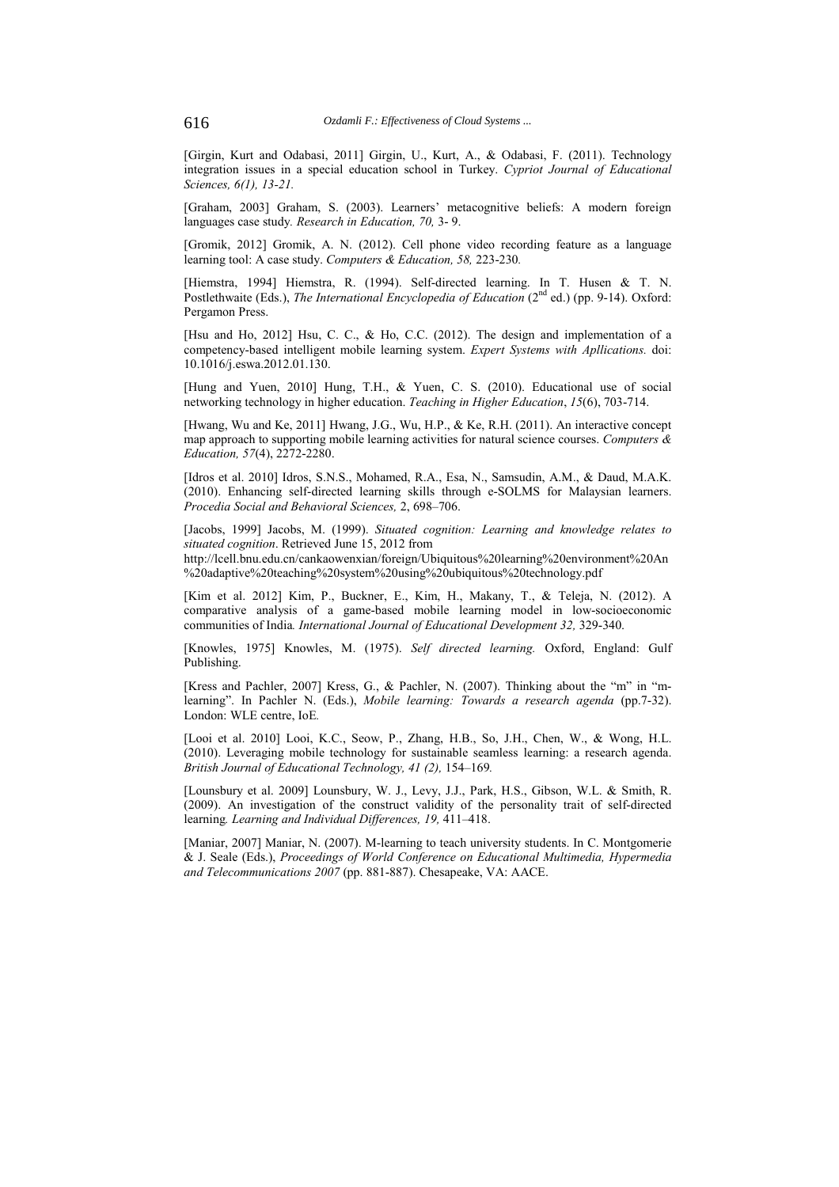[Girgin, Kurt and Odabasi, 2011] Girgin, U., Kurt, A., & Odabasi, F. (2011). Technology integration issues in a special education school in Turkey. *Cypriot Journal of Educational Sciences, 6(1), 13-21.*

[Graham, 2003] Graham, S. (2003). Learners' metacognitive beliefs: A modern foreign languages case study. *Research in Education, 70,* 3- 9.

[Gromik, 2012] Gromik, A. N. (2012). Cell phone video recording feature as a language learning tool: A case study. *Computers & Education, 58,* 223-230.

[Hiemstra, 1994] Hiemstra, R. (1994). Self-directed learning. In T. Husen & T. N. Postlethwaite (Eds.), *The International Encyclopedia of Education* (2nd ed.) (pp. 9-14). Oxford: Pergamon Press.

[Hsu and Ho, 2012] Hsu, C. C., & Ho, C.C. (2012). The design and implementation of a competency-based intelligent mobile learning system. *Expert Systems with Apllications.* doi: 10.1016/j.eswa.2012.01.130.

[Hung and Yuen, 2010] Hung, T.H., & Yuen, C. S. (2010). Educational use of social networking technology in higher education. *Teaching in Higher Education*, *15*(6), 703-714.

[Hwang, Wu and Ke, 2011] Hwang, J.G., Wu, H.P., & Ke, R.H. (2011). An interactive concept map approach to supporting mobile learning activities for natural science courses. *Computers & Education, 57*(4), 2272-2280.

[Idros et al. 2010] Idros, S.N.S., Mohamed, R.A., Esa, N., Samsudin, A.M., & Daud, M.A.K. (2010). Enhancing self-directed learning skills through e-SOLMS for Malaysian learners. *Procedia Social and Behavioral Sciences,* 2, 698–706.

[Jacobs, 1999] Jacobs, M. (1999). *Situated cognition: Learning and knowledge relates to situated cognition*. Retrieved June 15, 2012 from http://lcell.bnu.edu.cn/cankaowenxian/foreign/Ubiquitous%20learning%20environment%20An%20adaptive%20teaching%20system%20using%20ubiquitous%20technology.pdf

[Kim et al. 2012] Kim, P., Buckner, E., Kim, H., Makany, T., & Teleja, N. (2012). A comparative analysis of a game-based mobile learning model in low-socioeconomic communities of India*. International Journal of Educational Development 32,* 329-340.

[Knowles, 1975] Knowles, M. (1975). *Self directed learning.* Oxford, England: Gulf Publishing.

[Kress and Pachler, 2007] Kress, G., & Pachler, N. (2007). Thinking about the "m" in "m-learning". In Pachler N. (Eds.), *Mobile learning: Towards a research agenda* (pp.7-32). London: WLE centre, IoE*.*

[Looi et al. 2010] Looi, K.C., Seow, P., Zhang, H.B., So, J.H., Chen, W., & Wong, H.L. (2010). Leveraging mobile technology for sustainable seamless learning: a research agenda. *British Journal of Educational Technology, 41 (2),* 154–169*.*

[Lounsbury et al. 2009] Lounsbury, W. J., Levy, J.J., Park, H.S., Gibson, W.L. & Smith, R. (2009). An investigation of the construct validity of the personality trait of self-directed learning*. Learning and Individual Differences, 19,* 411–418.

[Maniar, 2007] Maniar, N. (2007). M-learning to teach university students. In C. Montgomerie & J. Seale (Eds.), *Proceedings of World Conference on Educational Multimedia, Hypermedia and Telecommunications 2007* (pp. 881-887). Chesapeake, VA: AACE.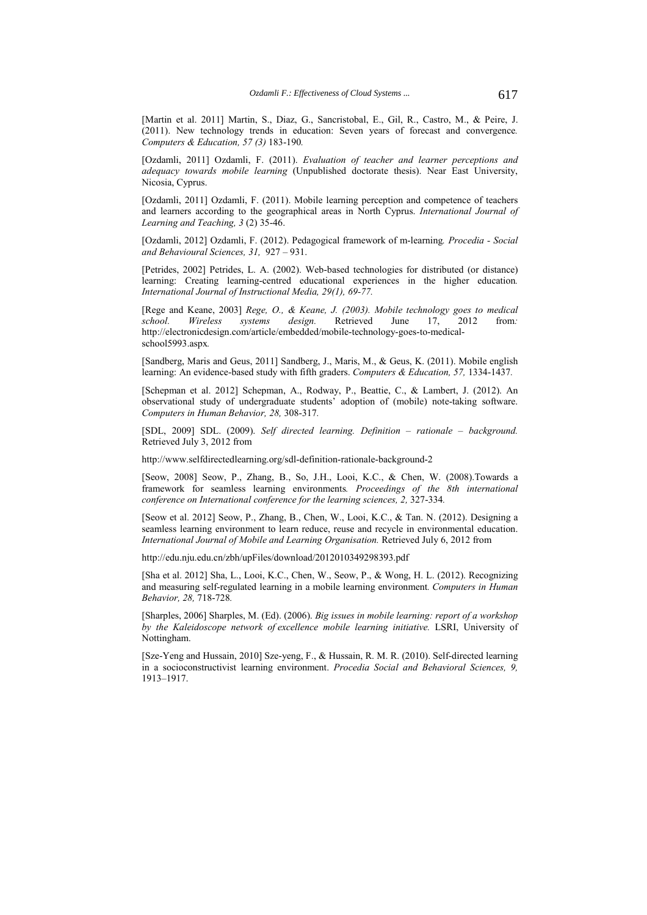[Martin et al. 2011] Martin, S., Diaz, G., Sancristobal, E., Gil, R., Castro, M., & Peire, J. (2011). New technology trends in education: Seven years of forecast and convergence*. Computers & Education, 57 (3)* 183-190*.*

[Ozdamli, 2011] Ozdamli, F. (2011). *Evaluation of teacher and learner perceptions and adequacy towards mobile learning* (Unpublished doctorate thesis). Near East University, Nicosia, Cyprus.

[Ozdamli, 2011] Ozdamli, F. (2011). Mobile learning perception and competence of teachers and learners according to the geographical areas in North Cyprus. *International Journal of Learning and Teaching, 3* (2) 35-46.

[Ozdamli, 2012] Ozdamli, F. (2012). Pedagogical framework of m-learning*. Procedia - Social and Behavioural Sciences, 31,* 927 – 931.

[Petrides, 2002] Petrides, L. A. (2002). Web-based technologies for distributed (or distance) learning: Creating learning-centred educational experiences in the higher education*. International Journal of Instructional Media, 29(1), 69-77.*

[Rege and Keane, 2003] *Rege, O., & Keane, J. (2003). Mobile technology goes to medical school. Wireless systems design.* Retrieved June 17, 2012 from*:* http://electronicdesign.com/article/embedded/mobile-technology-goes-to-medical-school5993.aspx*.*

[Sandberg, Maris and Geus, 2011] Sandberg, J., Maris, M., & Geus, K. (2011). Mobile english learning: An evidence-based study with fifth graders. *Computers & Education, 57,* 1334-1437*.*

[Schepman et al. 2012] Schepman, A., Rodway, P., Beattie, C., & Lambert, J. (2012). An observational study of undergraduate students' adoption of (mobile) note-taking software. *Computers in Human Behavior, 28,* 308-317*.*

[SDL, 2009] SDL. (2009). *Self directed learning. Definition – rationale – background.* Retrieved July 3, 2012 from

http://www.selfdirectedlearning.org/sdl-definition-rationale-background-2

[Seow, 2008] Seow, P., Zhang, B., So, J.H., Looi, K.C., & Chen, W. (2008).Towards a framework for seamless learning environments*. Proceedings of the 8th international conference on International conference for the learning sciences, 2,* 327-334*.*

[Seow et al. 2012] Seow, P., Zhang, B., Chen, W., Looi, K.C., & Tan. N. (2012). Designing a seamless learning environment to learn reduce, reuse and recycle in environmental education. *International Journal of Mobile and Learning Organisation.* Retrieved July 6, 2012 from

http://edu.nju.edu.cn/zbh/upFiles/download/2012010349298393.pdf

[Sha et al. 2012] Sha, L., Looi, K.C., Chen, W., Seow, P., & Wong, H. L. (2012). Recognizing and measuring self-regulated learning in a mobile learning environment*. Computers in Human Behavior, 28,* 718-728*.*

[Sharples, 2006] Sharples, M. (Ed). (2006). *Big issues in mobile learning: report of a workshop by the Kaleidoscope network of excellence mobile learning initiative.* LSRI, University of Nottingham.

[Sze-Yeng and Hussain, 2010] Sze-yeng, F., & Hussain, R. M. R. (2010). Self-directed learning in a socioconstructivist learning environment. *Procedia Social and Behavioral Sciences, 9,* 1913–1917.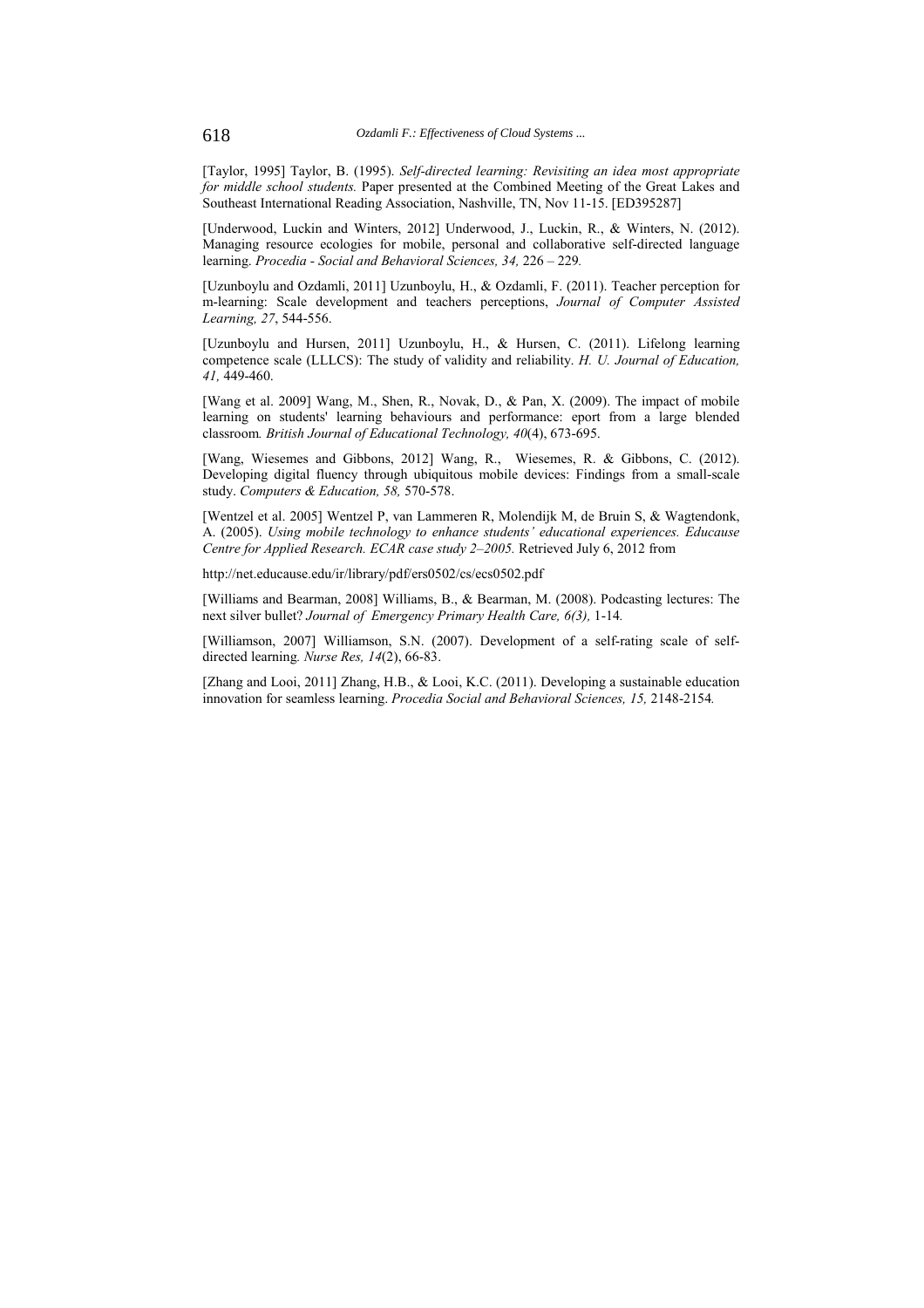[Taylor, 1995] Taylor, B. (1995). *Self-directed learning: Revisiting an idea most appropriate for middle school students.* Paper presented at the Combined Meeting of the Great Lakes and Southeast International Reading Association, Nashville, TN, Nov 11-15. [ED395287]

[Underwood, Luckin and Winters, 2012] Underwood, J., Luckin, R., & Winters, N. (2012). Managing resource ecologies for mobile, personal and collaborative self-directed language learning. *Procedia - Social and Behavioral Sciences, 34,* 226 – 229*.*

[Uzunboylu and Ozdamli, 2011] Uzunboylu, H., & Ozdamli, F. (2011). Teacher perception for m-learning: Scale development and teachers perceptions, *Journal of Computer Assisted Learning, 27*, 544-556.

[Uzunboylu and Hursen, 2011] Uzunboylu, H., & Hursen, C. (2011). Lifelong learning competence scale (LLLCS): The study of validity and reliability. *H. U. Journal of Education, 41,* 449-460.

[Wang et al. 2009] Wang, M., Shen, R., Novak, D., & Pan, X. (2009). The impact of mobile learning on students' learning behaviours and performance: eport from a large blended classroom*. British Journal of Educational Technology, 40*(4), 673-695.

[Wang, Wiesemes and Gibbons, 2012] Wang, R., Wiesemes, R. & Gibbons, C. (2012). Developing digital fluency through ubiquitous mobile devices: Findings from a small-scale study. *Computers & Education, 58,* 570-578.

[Wentzel et al. 2005] Wentzel P, van Lammeren R, Molendijk M, de Bruin S, & Wagtendonk, A. (2005). *Using mobile technology to enhance students' educational experiences. Educause Centre for Applied Research. ECAR case study 2–2005.* Retrieved July 6, 2012 from

http://net.educause.edu/ir/library/pdf/ers0502/cs/ecs0502.pdf

[Williams and Bearman, 2008] Williams, B., & Bearman, M. (2008). Podcasting lectures: The next silver bullet? *Journal of Emergency Primary Health Care, 6(3),* 1-14*.*

[Williamson, 2007] Williamson, S.N. (2007). Development of a self-rating scale of self-directed learning*. Nurse Res, 14*(2), 66-83.

[Zhang and Looi, 2011] Zhang, H.B., & Looi, K.C. (2011). Developing a sustainable education innovation for seamless learning. *Procedia Social and Behavioral Sciences, 15,* 2148-2154*.*